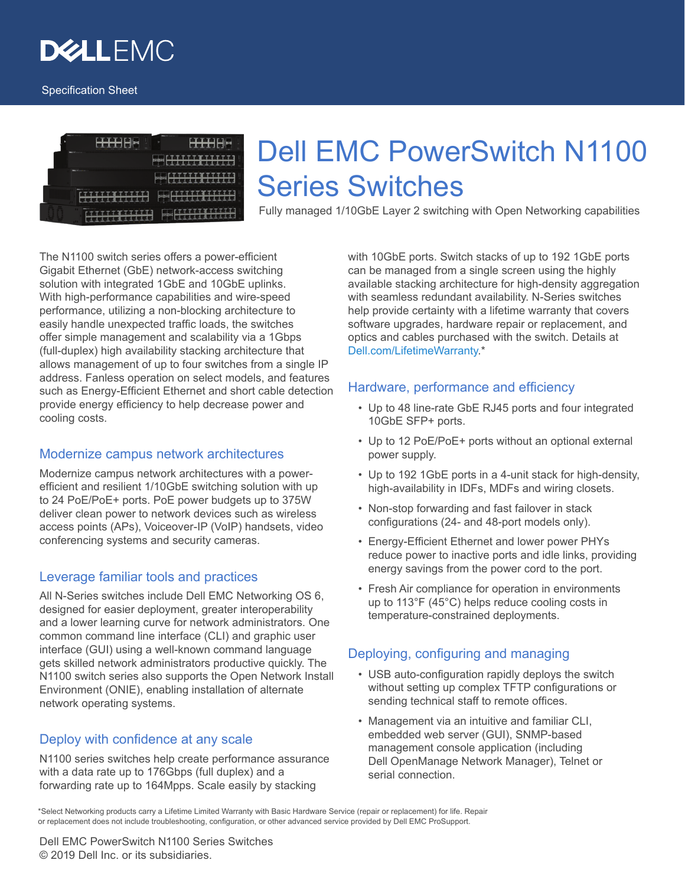DELL EMC

Specification Sheet

# Dell EMC PowerSwitch N1100 Series Switches

Fully managed 1/10GbE Layer 2 switching with Open Networking capabilities

The N1100 switch series offers a power-efficient Gigabit Ethernet (GbE) network-access switching solution with integrated 1GbE and 10GbE uplinks. With high-performance capabilities and wire-speed performance, utilizing a non-blocking architecture to easily handle unexpected traffic loads, the switches offer simple management and scalability via a 1Gbps (full-duplex) high availability stacking architecture that allows management of up to four switches from a single IP address. Fanless operation on select models, and features such as Energy-Efficient Ethernet and short cable detection provide energy efficiency to help decrease power and cooling costs.

## Modernize campus network architectures

Modernize campus network architectures with a power-efficient and resilient 1/10GbE switching solution with up to 24 PoE/PoE+ ports. PoE power budgets up to 375W deliver clean power to network devices such as wireless access points (APs), Voiceover-IP (VoIP) handsets, video conferencing systems and security cameras.

## Leverage familiar tools and practices

All N-Series switches include Dell EMC Networking OS 6, designed for easier deployment, greater interoperability and a lower learning curve for network administrators. One common command line interface (CLI) and graphic user interface (GUI) using a well-known command language gets skilled network administrators productive quickly. The N1100 switch series also supports the Open Network Install Environment (ONIE), enabling installation of alternate network operating systems.

## Deploy with confidence at any scale

N1100 series switches help create performance assurance with a data rate up to 176Gbps (full duplex) and a forwarding rate up to 164Mpps. Scale easily by stacking with 10GbE ports. Switch stacks of up to 192 1GbE ports can be managed from a single screen using the highly available stacking architecture for high-density aggregation with seamless redundant availability. N-Series switches help provide certainty with a lifetime warranty that covers software upgrades, hardware repair or replacement, and optics and cables purchased with the switch. Details at Dell.com/LifetimeWarranty.*

## Hardware, performance and efficiency

- Up to 48 line-rate GbE RJ45 ports and four integrated 10GbE SFP+ ports.
- Up to 12 PoE/PoE+ ports without an optional external power supply.
- Up to 192 1GbE ports in a 4-unit stack for high-density, high-availability in IDFs, MDFs and wiring closets.
- Non-stop forwarding and fast failover in stack configurations (24- and 48-port models only).
- Energy-Efficient Ethernet and lower power PHYs reduce power to inactive ports and idle links, providing energy savings from the power cord to the port.
- Fresh Air compliance for operation in environments up to 113°F (45°C) helps reduce cooling costs in temperature-constrained deployments.

## Deploying, configuring and managing

- USB auto-configuration rapidly deploys the switch without setting up complex TFTP configurations or sending technical staff to remote offices.
- Management via an intuitive and familiar CLI, embedded web server (GUI), SNMP-based management console application (including Dell OpenManage Network Manager), Telnet or serial connection.

*Select Networking products carry a Lifetime Limited Warranty with Basic Hardware Service (repair or replacement) for life. Repair or replacement does not include troubleshooting, configuration, or other advanced service provided by Dell EMC ProSupport.

Dell EMC PowerSwitch N1100 Series Switches
© 2019 Dell Inc. or its subsidiaries.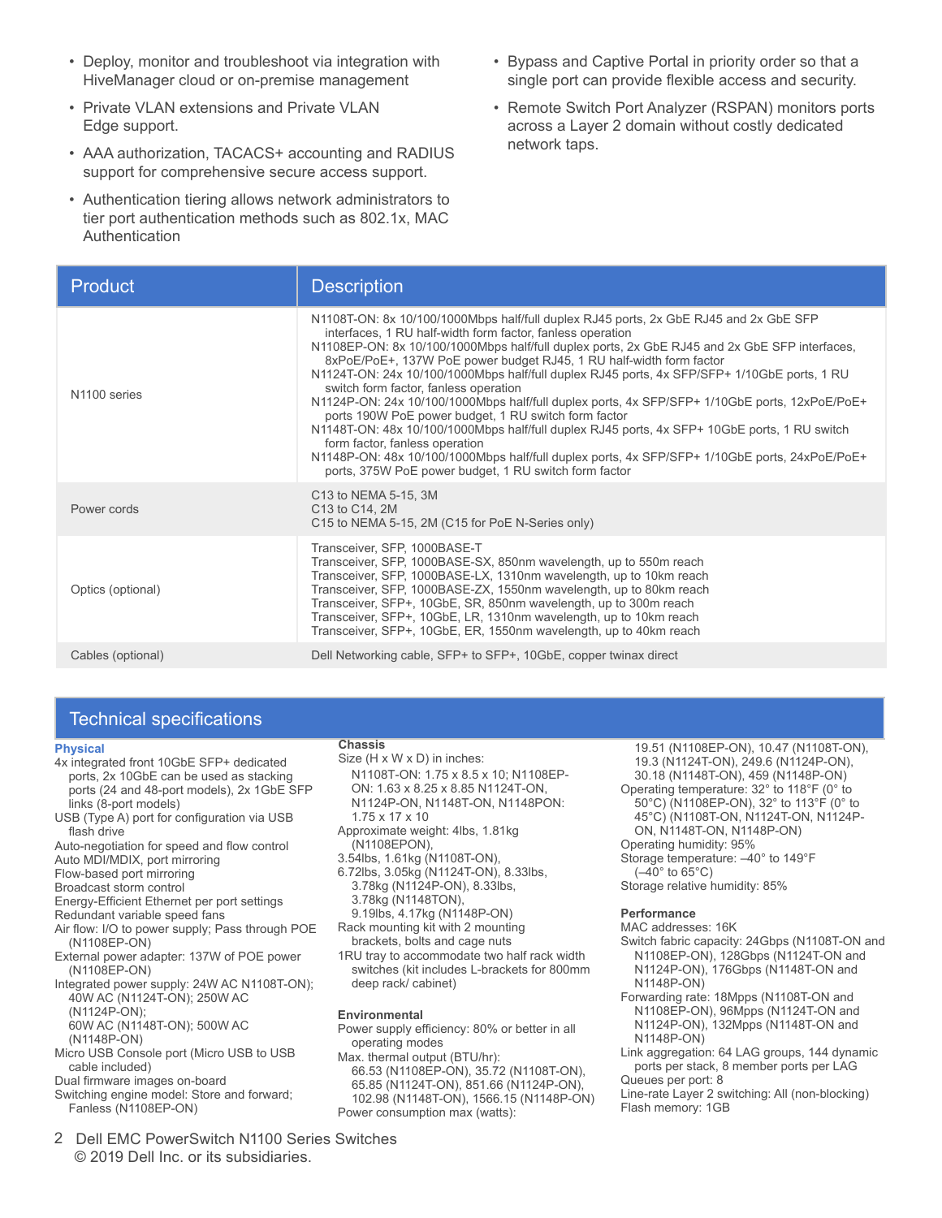- Deploy, monitor and troubleshoot via integration with HiveManager cloud or on-premise management
- Private VLAN extensions and Private VLAN Edge support.
- AAA authorization, TACACS+ accounting and RADIUS support for comprehensive secure access support.
- Authentication tiering allows network administrators to tier port authentication methods such as 802.1x, MAC Authentication
- Bypass and Captive Portal in priority order so that a single port can provide flexible access and security.
- Remote Switch Port Analyzer (RSPAN) monitors ports across a Layer 2 domain without costly dedicated network taps.

| Product | Description |
|---|---|
| N1100 series | N1108T-ON: 8x 10/100/1000Mbps half/full duplex RJ45 ports, 2x GbE RJ45 and 2x GbE SFP interfaces, 1 RU half-width form factor, fanless operation<br>N1108EP-ON: 8x 10/100/1000Mbps half/full duplex ports, 2x GbE RJ45 and 2x GbE SFP interfaces, 8xPoE/PoE+, 137W PoE power budget RJ45, 1 RU half-width form factor<br>N1124T-ON: 24x 10/100/1000Mbps half/full duplex RJ45 ports, 4x SFP/SFP+ 1/10GbE ports, 1 RU switch form factor, fanless operation<br>N1124P-ON: 24x 10/100/1000Mbps half/full duplex ports, 4x SFP/SFP+ 1/10GbE ports, 12xPoE/PoE+ ports 190W PoE power budget, 1 RU switch form factor<br>N1148T-ON: 48x 10/100/1000Mbps half/full duplex RJ45 ports, 4x SFP+ 10GbE ports, 1 RU switch form factor, fanless operation<br>N1148P-ON: 48x 10/100/1000Mbps half/full duplex ports, 4x SFP/SFP+ 1/10GbE ports, 24xPoE/PoE+ ports, 375W PoE power budget, 1 RU switch form factor |
| Power cords | C13 to NEMA 5-15, 3M<br>C13 to C14, 2M<br>C15 to NEMA 5-15, 2M (C15 for PoE N-Series only) |
| Optics (optional) | Transceiver, SFP, 1000BASE-T<br>Transceiver, SFP, 1000BASE-SX, 850nm wavelength, up to 550m reach<br>Transceiver, SFP, 1000BASE-LX, 1310nm wavelength, up to 10km reach<br>Transceiver, SFP, 1000BASE-ZX, 1550nm wavelength, up to 80km reach<br>Transceiver, SFP+, 10GbE, SR, 850nm wavelength, up to 300m reach<br>Transceiver, SFP+, 10GbE, LR, 1310nm wavelength, up to 10km reach<br>Transceiver, SFP+, 10GbE, ER, 1550nm wavelength, up to 40km reach |
| Cables (optional) | Dell Networking cable, SFP+ to SFP+, 10GbE, copper twinax direct |

## Technical specifications

### Physical

4x integrated front 10GbE SFP+ dedicated ports, 2x 10GbE can be used as stacking ports (24 and 48-port models), 2x 1GbE SFP links (8-port models)
USB (Type A) port for configuration via USB flash drive
Auto-negotiation for speed and flow control
Auto MDI/MDIX, port mirroring
Flow-based port mirroring
Broadcast storm control
Energy-Efficient Ethernet per port settings
Redundant variable speed fans
Air flow: I/O to power supply; Pass through POE (N1108EP-ON)
External power adapter: 137W of POE power (N1108EP-ON)
Integrated power supply: 24W AC N1108T-ON); 40W AC (N1124T-ON); 250W AC (N1124P-ON); 60W AC (N1148T-ON); 500W AC (N1148P-ON)
Micro USB Console port (Micro USB to USB cable included)
Dual firmware images on-board
Switching engine model: Store and forward; Fanless (N1108EP-ON)

### Chassis

Size (H x W x D) in inches:
N1108T-ON: 1.75 x 8.5 x 10; N1108EP-ON: 1.63 x 8.25 x 8.85 N1124T-ON, N1124P-ON, N1148T-ON, N1148PON: 1.75 x 17 x 10
Approximate weight: 4lbs, 1.81kg (N1108EPON), 3.54lbs, 1.61kg (N1108T-ON), 6.72lbs, 3.05kg (N1124T-ON), 8.33lbs, 3.78kg (N1124P-ON), 8.33lbs, 3.78kg (N1148TON), 9.19lbs, 4.17kg (N1148P-ON)
Rack mounting kit with 2 mounting brackets, bolts and cage nuts
1RU tray to accommodate two half rack width switches (kit includes L-brackets for 800mm deep rack/ cabinet)

### Environmental

Power supply efficiency: 80% or better in all operating modes
Max. thermal output (BTU/hr): 66.53 (N1108EP-ON), 35.72 (N1108T-ON), 65.85 (N1124T-ON), 851.66 (N1124P-ON), 102.98 (N1148T-ON), 1566.15 (N1148P-ON)
Power consumption max (watts): 19.51 (N1108EP-ON), 10.47 (N1108T-ON), 19.3 (N1124T-ON), 249.6 (N1124P-ON), 30.18 (N1148T-ON), 459 (N1148P-ON)
Operating temperature: 32° to 118°F (0° to 50°C) (N1108EP-ON), 32° to 113°F (0° to 45°C) (N1108T-ON, N1124T-ON, N1124P-ON, N1148T-ON, N1148P-ON)
Operating humidity: 95%
Storage temperature: –40° to 149°F (–40° to 65°C)
Storage relative humidity: 85%

### Performance

MAC addresses: 16K
Switch fabric capacity: 24Gbps (N1108T-ON and N1108EP-ON), 128Gbps (N1124T-ON and N1124P-ON), 176Gbps (N1148T-ON and N1148P-ON)
Forwarding rate: 18Mpps (N1108T-ON and N1108EP-ON), 96Mpps (N1124T-ON and N1124P-ON), 132Mpps (N1148T-ON and N1148P-ON)
Link aggregation: 64 LAG groups, 144 dynamic ports per stack, 8 member ports per LAG
Queues per port: 8
Line-rate Layer 2 switching: All (non-blocking)
Flash memory: 1GB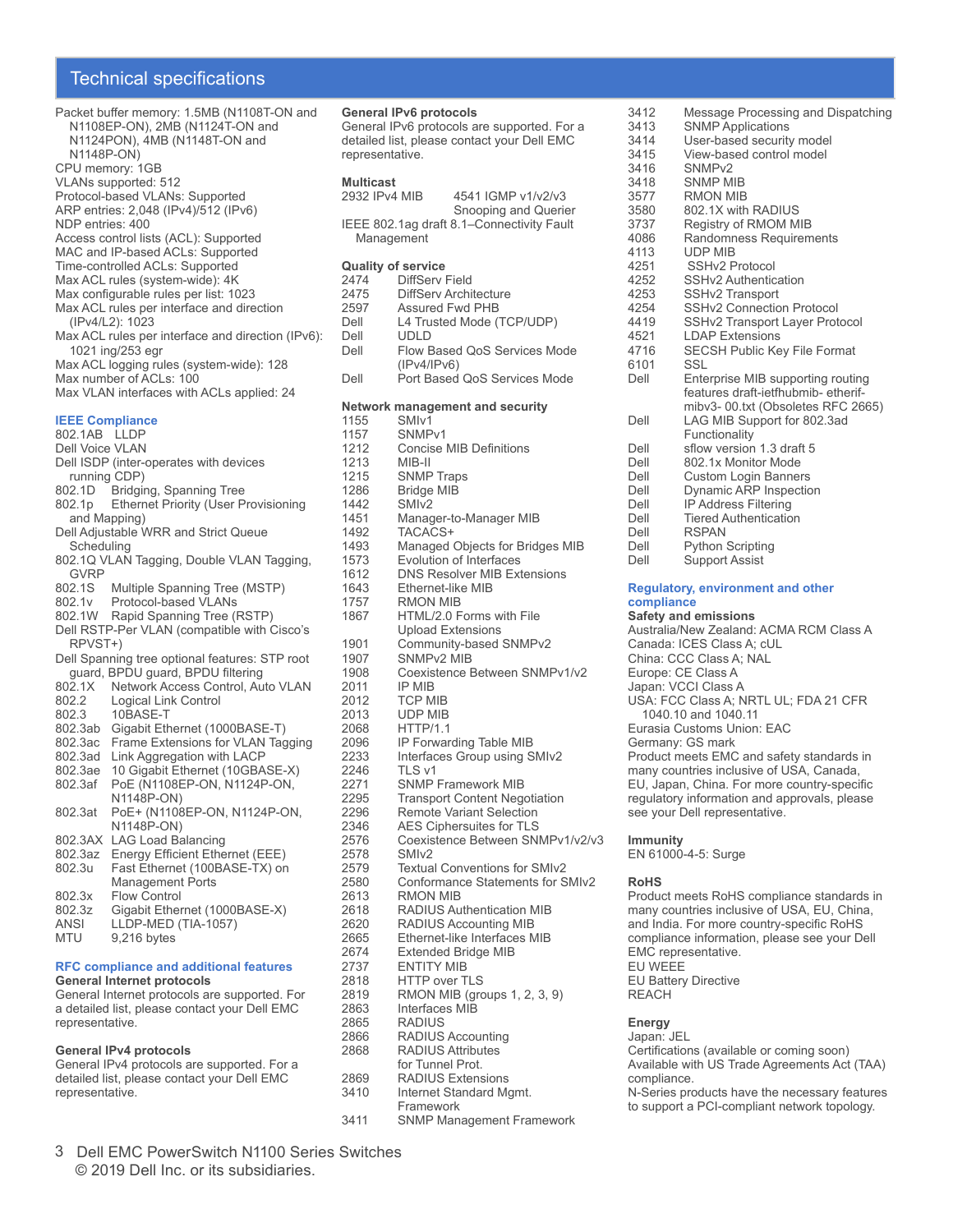## Technical specifications

Packet buffer memory: 1.5MB (N1108T-ON and N1108EP-ON), 2MB (N1124T-ON and N1124PON), 4MB (N1148T-ON and N1148P-ON)
CPU memory: 1GB
VLANs supported: 512
Protocol-based VLANs: Supported
ARP entries: 2,048 (IPv4)/512 (IPv6)
NDP entries: 400
Access control lists (ACL): Supported
MAC and IP-based ACLs: Supported
Time-controlled ACLs: Supported
Max ACL rules (system-wide): 4K
Max configurable rules per list: 1023
Max ACL rules per interface and direction (IPv4/L2): 1023
Max ACL rules per interface and direction (IPv6): 1021 ing/253 egr
Max ACL logging rules (system-wide): 128
Max number of ACLs: 100
Max VLAN interfaces with ACLs applied: 24

### IEEE Compliance

802.1AB LLDP
Dell Voice VLAN
Dell ISDP (inter-operates with devices running CDP)
802.1D Bridging, Spanning Tree
802.1p Ethernet Priority (User Provisioning and Mapping)
Dell Adjustable WRR and Strict Queue Scheduling
802.1Q VLAN Tagging, Double VLAN Tagging, GVRP
802.1S Multiple Spanning Tree (MSTP)
802.1v Protocol-based VLANs
802.1W Rapid Spanning Tree (RSTP)
Dell RSTP-Per VLAN (compatible with Cisco's RPVST+)
Dell Spanning tree optional features: STP root guard, BPDU guard, BPDU filtering
802.1X Network Access Control, Auto VLAN
802.2 Logical Link Control
802.3 10BASE-T
802.3ab Gigabit Ethernet (1000BASE-T)
802.3ac Frame Extensions for VLAN Tagging
802.3ad Link Aggregation with LACP
802.3ae 10 Gigabit Ethernet (10GBASE-X)
802.3af PoE (N1108EP-ON, N1124P-ON, N1148P-ON)
802.3at PoE+ (N1108EP-ON, N1124P-ON, N1148P-ON)
802.3AX LAG Load Balancing
802.3az Energy Efficient Ethernet (EEE)
802.3u Fast Ethernet (100BASE-TX) on Management Ports
802.3x Flow Control
802.3z Gigabit Ethernet (1000BASE-X)
ANSI LLDP-MED (TIA-1057)
MTU 9,216 bytes

### RFC compliance and additional features

**General Internet protocols**
General Internet protocols are supported. For a detailed list, please contact your Dell EMC representative.

**General IPv4 protocols**
General IPv4 protocols are supported. For a detailed list, please contact your Dell EMC representative.

**General IPv6 protocols**
General IPv6 protocols are supported. For a detailed list, please contact your Dell EMC representative.

**Multicast**
2932 IPv4 MIB
4541 IGMP v1/v2/v3 Snooping and Querier
IEEE 802.1ag draft 8.1–Connectivity Fault Management

**Quality of service**
2474 DiffServ Field
2475 DiffServ Architecture
2597 Assured Fwd PHB
Dell L4 Trusted Mode (TCP/UDP)
Dell UDLD
Dell Flow Based QoS Services Mode (IPv4/IPv6)
Dell Port Based QoS Services Mode

**Network management and security**
1155 SMIv1
1157 SNMPv1
1212 Concise MIB Definitions
1213 MIB-II
1215 SNMP Traps
1286 Bridge MIB
1442 SMIv2
1451 Manager-to-Manager MIB
1492 TACACS+
1493 Managed Objects for Bridges MIB
1573 Evolution of Interfaces
1612 DNS Resolver MIB Extensions
1643 Ethernet-like MIB
1757 RMON MIB
1867 HTML/2.0 Forms with File Upload Extensions
1901 Community-based SNMPv2
1907 SNMPv2 MIB
1908 Coexistence Between SNMPv1/v2
2011 IP MIB
2012 TCP MIB
2013 UDP MIB
2068 HTTP/1.1
2096 IP Forwarding Table MIB
2233 Interfaces Group using SMIv2
2246 TLS v1
2271 SNMP Framework MIB
2295 Transport Content Negotiation
2296 Remote Variant Selection
2346 AES Ciphersuites for TLS
2576 Coexistence Between SNMPv1/v2/v3
2578 SMIv2
2579 Textual Conventions for SMIv2
2580 Conformance Statements for SMIv2
2613 RMON MIB
2618 RADIUS Authentication MIB
2620 RADIUS Accounting MIB
2665 Ethernet-like Interfaces MIB
2674 Extended Bridge MIB
2737 ENTITY MIB
2818 HTTP over TLS
2819 RMON MIB (groups 1, 2, 3, 9)
2863 Interfaces MIB
2865 RADIUS
2866 RADIUS Accounting
2868 RADIUS Attributes for Tunnel Prot.
2869 RADIUS Extensions
3410 Internet Standard Mgmt. Framework
3411 SNMP Management Framework
3412 Message Processing and Dispatching
3413 SNMP Applications
3414 User-based security model
3415 View-based control model
3416 SNMPv2
3418 SNMP MIB
3577 RMON MIB
3580 802.1X with RADIUS
3737 Registry of RMOM MIB
4086 Randomness Requirements
4113 UDP MIB
4251 SSHv2 Protocol
4252 SSHv2 Authentication
4253 SSHv2 Transport
4254 SSHv2 Connection Protocol
4419 SSHv2 Transport Layer Protocol
4521 LDAP Extensions
4716 SECSH Public Key File Format
6101 SSL
Dell Enterprise MIB supporting routing features draft-ietfhubmib- etherif-mibv3- 00.txt (Obsoletes RFC 2665)
Dell LAG MIB Support for 802.3ad Functionality
Dell sflow version 1.3 draft 5
Dell 802.1x Monitor Mode
Dell Custom Login Banners
Dell Dynamic ARP Inspection
Dell IP Address Filtering
Dell Tiered Authentication
Dell RSPAN
Dell Python Scripting
Dell Support Assist

### Regulatory, environment and other compliance

**Safety and emissions**
Australia/New Zealand: ACMA RCM Class A
Canada: ICES Class A; cUL
China: CCC Class A; NAL
Europe: CE Class A
Japan: VCCI Class A
USA: FCC Class A; NRTL UL; FDA 21 CFR 1040.10 and 1040.11
Eurasia Customs Union: EAC
Germany: GS mark
Product meets EMC and safety standards in many countries inclusive of USA, Canada, EU, Japan, China. For more country-specific regulatory information and approvals, please see your Dell representative.

**Immunity**
EN 61000-4-5: Surge

**RoHS**
Product meets RoHS compliance standards in many countries inclusive of USA, EU, China, and India. For more country-specific RoHS compliance information, please see your Dell EMC representative.
EU WEEE
EU Battery Directive
REACH

**Energy**
Japan: JEL
Certifications (available or coming soon)
Available with US Trade Agreements Act (TAA) compliance.
N-Series products have the necessary features to support a PCI-compliant network topology.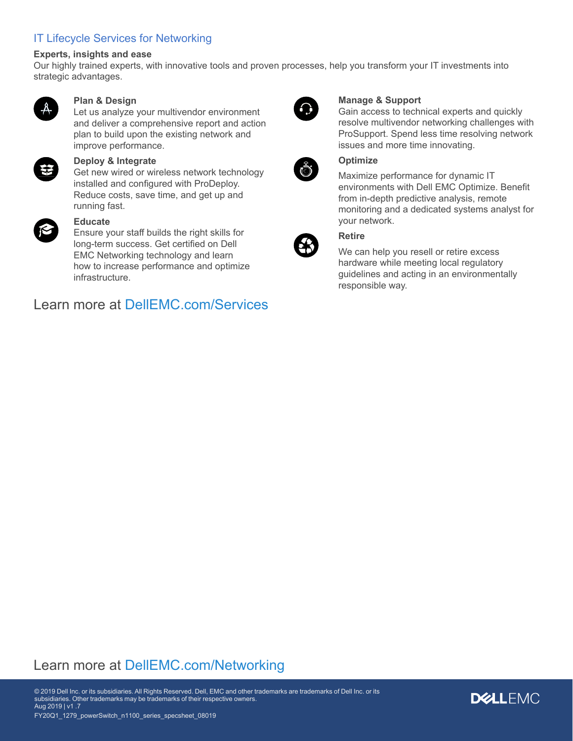## IT Lifecycle Services for Networking

**Experts, insights and ease**

Our highly trained experts, with innovative tools and proven processes, help you transform your IT investments into strategic advantages.

**Plan & Design**
Let us analyze your multivendor environment and deliver a comprehensive report and action plan to build upon the existing network and improve performance.

**Deploy & Integrate**
Get new wired or wireless network technology installed and configured with ProDeploy. Reduce costs, save time, and get up and running fast.

**Educate**
Ensure your staff builds the right skills for long-term success. Get certified on Dell EMC Networking technology and learn how to increase performance and optimize infrastructure.

**Manage & Support**
Gain access to technical experts and quickly resolve multivendor networking challenges with ProSupport. Spend less time resolving network issues and more time innovating.

**Optimize**

Maximize performance for dynamic IT environments with Dell EMC Optimize. Benefit from in-depth predictive analysis, remote monitoring and a dedicated systems analyst for your network.

**Retire**

We can help you resell or retire excess hardware while meeting local regulatory guidelines and acting in an environmentally responsible way.

Learn more at DellEMC.com/Services

Learn more at DellEMC.com/Networking

© 2019 Dell Inc. or its subsidiaries. All Rights Reserved. Dell, EMC and other trademarks are trademarks of Dell Inc. or its subsidiaries. Other trademarks may be trademarks of their respective owners.
Aug 2019 | v1 .7
FY20Q1_1279_powerSwitch_n1100_series_specsheet_08019

DELLEMC